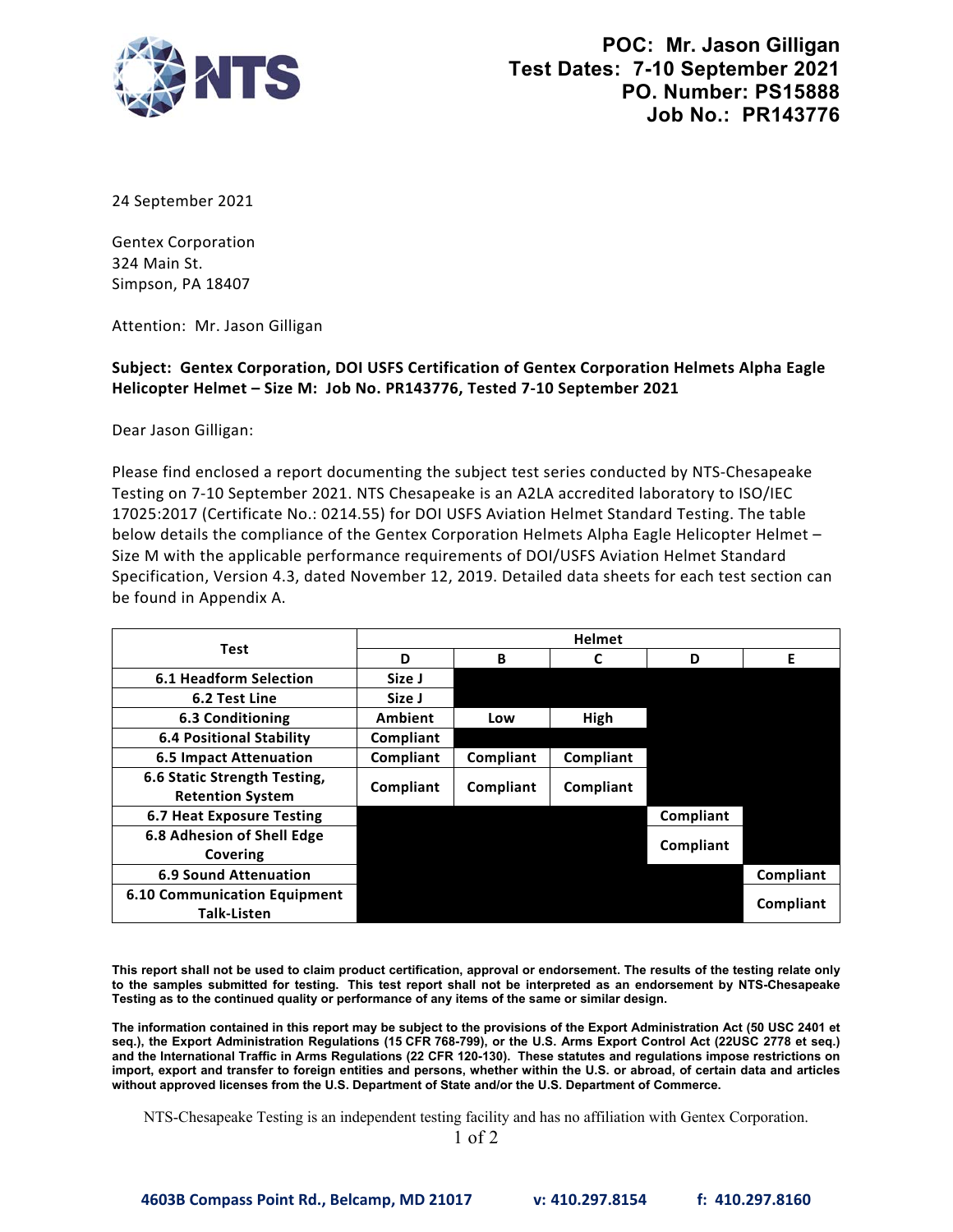**POC: Mr. Jason Gilligan**
**Test Dates: 7-10 September 2021**
**PO. Number: PS15888**
**Job No.: PR143776**

24 September 2021

Gentex Corporation
324 Main St.
Simpson, PA 18407

Attention: Mr. Jason Gilligan

**Subject: Gentex Corporation, DOI USFS Certification of Gentex Corporation Helmets Alpha Eagle Helicopter Helmet – Size M: Job No. PR143776, Tested 7-10 September 2021**

Dear Jason Gilligan:

Please find enclosed a report documenting the subject test series conducted by NTS-Chesapeake Testing on 7-10 September 2021. NTS Chesapeake is an A2LA accredited laboratory to ISO/IEC 17025:2017 (Certificate No.: 0214.55) for DOI USFS Aviation Helmet Standard Testing. The table below details the compliance of the Gentex Corporation Helmets Alpha Eagle Helicopter Helmet – Size M with the applicable performance requirements of DOI/USFS Aviation Helmet Standard Specification, Version 4.3, dated November 12, 2019. Detailed data sheets for each test section can be found in Appendix A.

| Test | Helmet | | | | |
|---|---|---|---|---|---|
| | D | B | C | D | E |
| 6.1 Headform Selection | Size J | | | | |
| 6.2 Test Line | Size J | | | | |
| 6.3 Conditioning | Ambient | Low | High | | |
| 6.4 Positional Stability | Compliant | | | | |
| 6.5 Impact Attenuation | Compliant | Compliant | Compliant | | |
| 6.6 Static Strength Testing, Retention System | Compliant | Compliant | Compliant | | |
| 6.7 Heat Exposure Testing | | | | Compliant | |
| 6.8 Adhesion of Shell Edge Covering | | | | Compliant | |
| 6.9 Sound Attenuation | | | | | Compliant |
| 6.10 Communication Equipment Talk-Listen | | | | | Compliant |

**This report shall not be used to claim product certification, approval or endorsement. The results of the testing relate only to the samples submitted for testing. This test report shall not be interpreted as an endorsement by NTS-Chesapeake Testing as to the continued quality or performance of any items of the same or similar design.**

**The information contained in this report may be subject to the provisions of the Export Administration Act (50 USC 2401 et seq.), the Export Administration Regulations (15 CFR 768-799), or the U.S. Arms Export Control Act (22USC 2778 et seq.) and the International Traffic in Arms Regulations (22 CFR 120-130). These statutes and regulations impose restrictions on import, export and transfer to foreign entities and persons, whether within the U.S. or abroad, of certain data and articles without approved licenses from the U.S. Department of State and/or the U.S. Department of Commerce.**

NTS-Chesapeake Testing is an independent testing facility and has no affiliation with Gentex Corporation.

**4603B Compass Point Rd., Belcamp, MD 21017 v: 410.297.8154 f: 410.297.8160**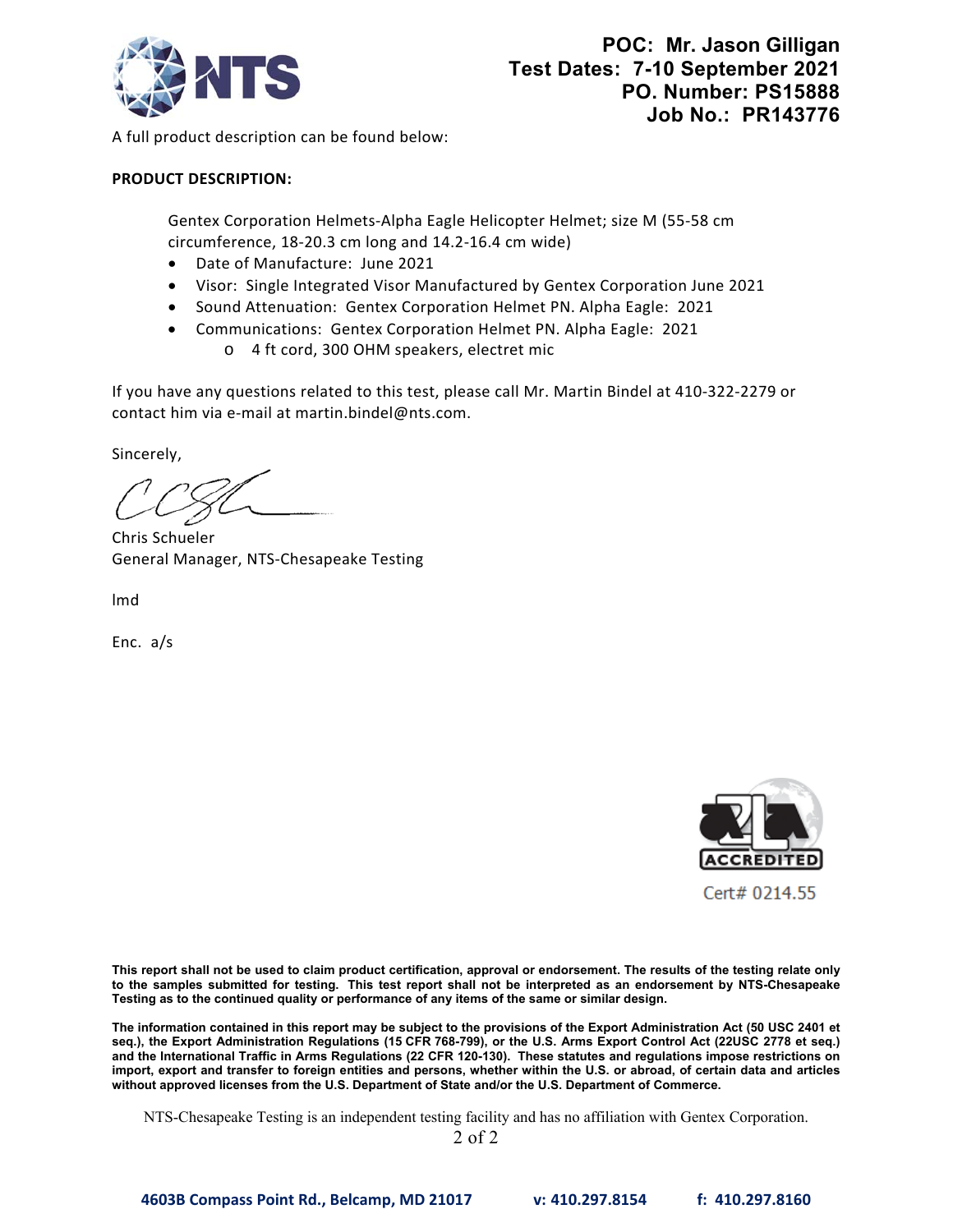**POC: Mr. Jason Gilligan**
**Test Dates: 7-10 September 2021**
**PO. Number: PS15888**
**Job No.: PR143776**

A full product description can be found below:

**PRODUCT DESCRIPTION:**

Gentex Corporation Helmets-Alpha Eagle Helicopter Helmet; size M (55-58 cm circumference, 18-20.3 cm long and 14.2-16.4 cm wide)

- Date of Manufacture: June 2021
- Visor: Single Integrated Visor Manufactured by Gentex Corporation June 2021
- Sound Attenuation: Gentex Corporation Helmet PN. Alpha Eagle: 2021
- Communications: Gentex Corporation Helmet PN. Alpha Eagle: 2021
  - 4 ft cord, 300 OHM speakers, electret mic

If you have any questions related to this test, please call Mr. Martin Bindel at 410-322-2279 or contact him via e-mail at martin.bindel@nts.com.

Sincerely,

Chris Schueler
General Manager, NTS-Chesapeake Testing

lmd

Enc. a/s

ACCREDITED
Cert# 0214.55

**This report shall not be used to claim product certification, approval or endorsement. The results of the testing relate only to the samples submitted for testing. This test report shall not be interpreted as an endorsement by NTS-Chesapeake Testing as to the continued quality or performance of any items of the same or similar design.**

**The information contained in this report may be subject to the provisions of the Export Administration Act (50 USC 2401 et seq.), the Export Administration Regulations (15 CFR 768-799), or the U.S. Arms Export Control Act (22USC 2778 et seq.) and the International Traffic in Arms Regulations (22 CFR 120-130). These statutes and regulations impose restrictions on import, export and transfer to foreign entities and persons, whether within the U.S. or abroad, of certain data and articles without approved licenses from the U.S. Department of State and/or the U.S. Department of Commerce.**

NTS-Chesapeake Testing is an independent testing facility and has no affiliation with Gentex Corporation.

**4603B Compass Point Rd., Belcamp, MD 21017 v: 410.297.8154 f: 410.297.8160**